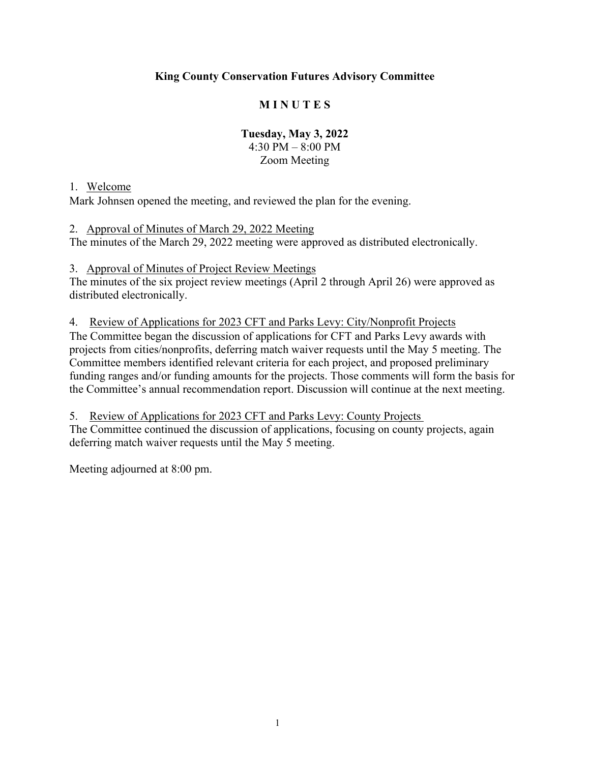**King County Conservation Futures Advisory Committee**

**M I N U T E S**

**Tuesday, May 3, 2022**
4:30 PM – 8:00 PM
Zoom Meeting

1. Welcome

Mark Johnsen opened the meeting, and reviewed the plan for the evening.

2. Approval of Minutes of March 29, 2022 Meeting

The minutes of the March 29, 2022 meeting were approved as distributed electronically.

3. Approval of Minutes of Project Review Meetings

The minutes of the six project review meetings (April 2 through April 26) were approved as distributed electronically.

4. Review of Applications for 2023 CFT and Parks Levy: City/Nonprofit Projects

The Committee began the discussion of applications for CFT and Parks Levy awards with projects from cities/nonprofits, deferring match waiver requests until the May 5 meeting. The Committee members identified relevant criteria for each project, and proposed preliminary funding ranges and/or funding amounts for the projects. Those comments will form the basis for the Committee's annual recommendation report. Discussion will continue at the next meeting.

5. Review of Applications for 2023 CFT and Parks Levy: County Projects

The Committee continued the discussion of applications, focusing on county projects, again deferring match waiver requests until the May 5 meeting.

Meeting adjourned at 8:00 pm.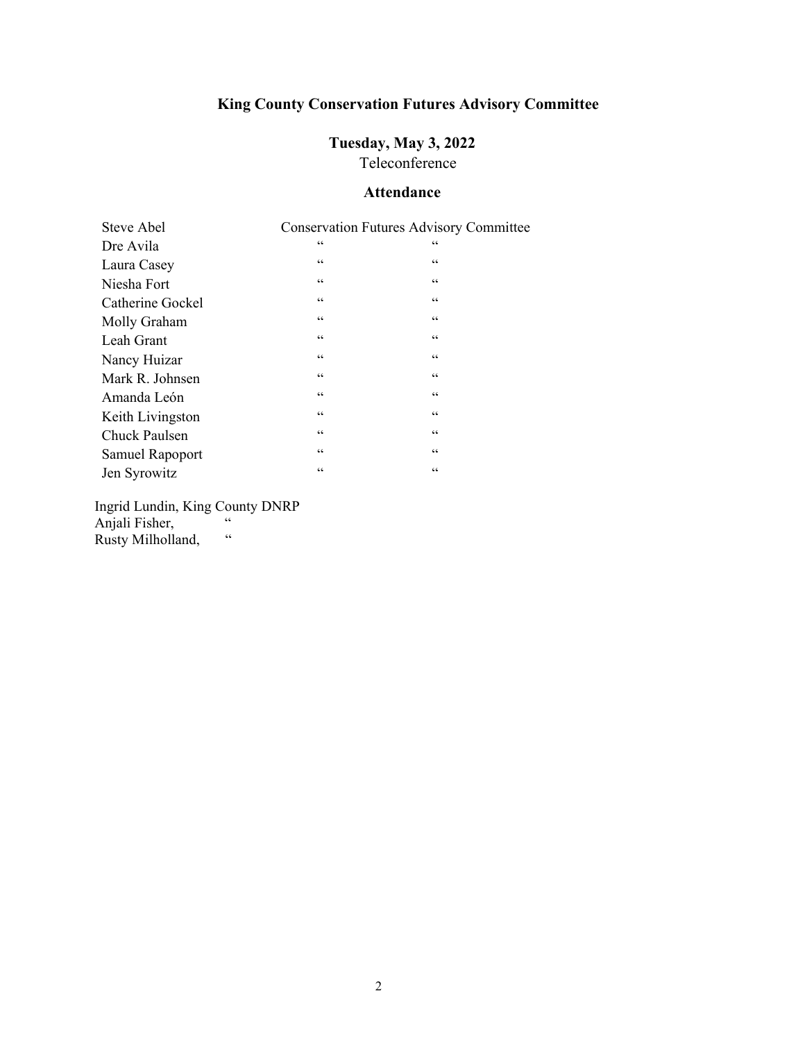# King County Conservation Futures Advisory Committee

## Tuesday, May 3, 2022

Teleconference

### Attendance

| | | |
|---|---|---|
| Steve Abel | Conservation Futures | Advisory Committee |
| Dre Avila | " | " |
| Laura Casey | " | " |
| Niesha Fort | " | " |
| Catherine Gockel | " | " |
| Molly Graham | " | " |
| Leah Grant | " | " |
| Nancy Huizar | " | " |
| Mark R. Johnsen | " | " |
| Amanda León | " | " |
| Keith Livingston | " | " |
| Chuck Paulsen | " | " |
| Samuel Rapoport | " | " |
| Jen Syrowitz | " | " |

Ingrid Lundin, King County DNRP
Anjali Fisher, "
Rusty Milholland, "